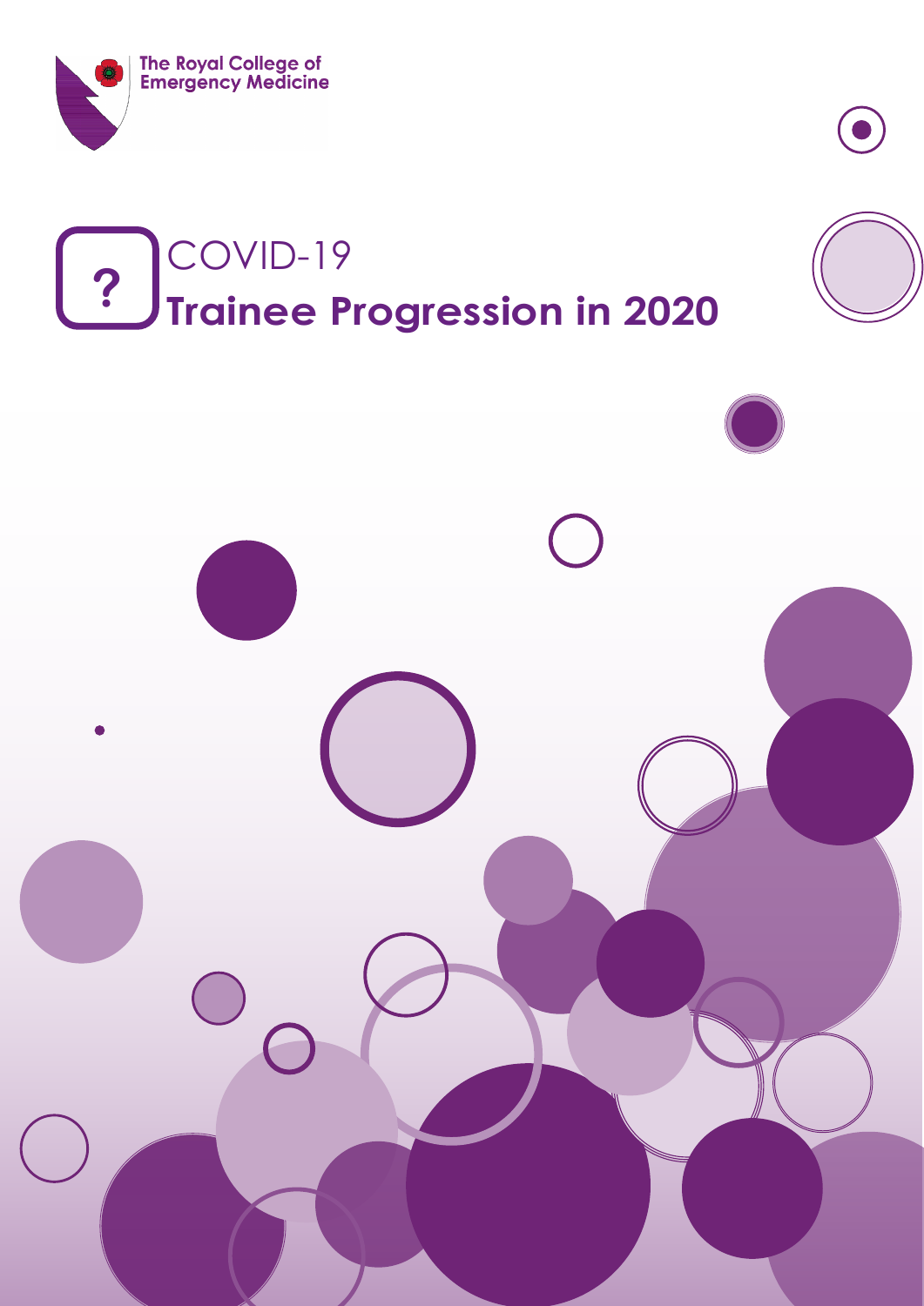The Royal College of Emergency Medicine

# COVID-19

# Trainee Progression in 2020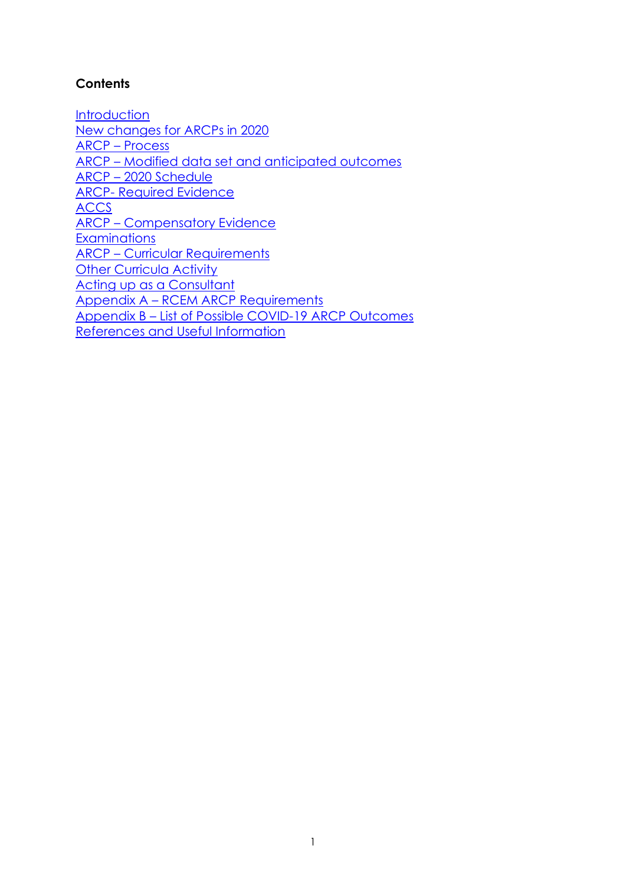**Contents**

Introduction
New changes for ARCPs in 2020
ARCP – Process
ARCP – Modified data set and anticipated outcomes
ARCP – 2020 Schedule
ARCP- Required Evidence
ACCS
ARCP – Compensatory Evidence
Examinations
ARCP – Curricular Requirements
Other Curricula Activity
Acting up as a Consultant
Appendix A – RCEM ARCP Requirements
Appendix B – List of Possible COVID-19 ARCP Outcomes
References and Useful Information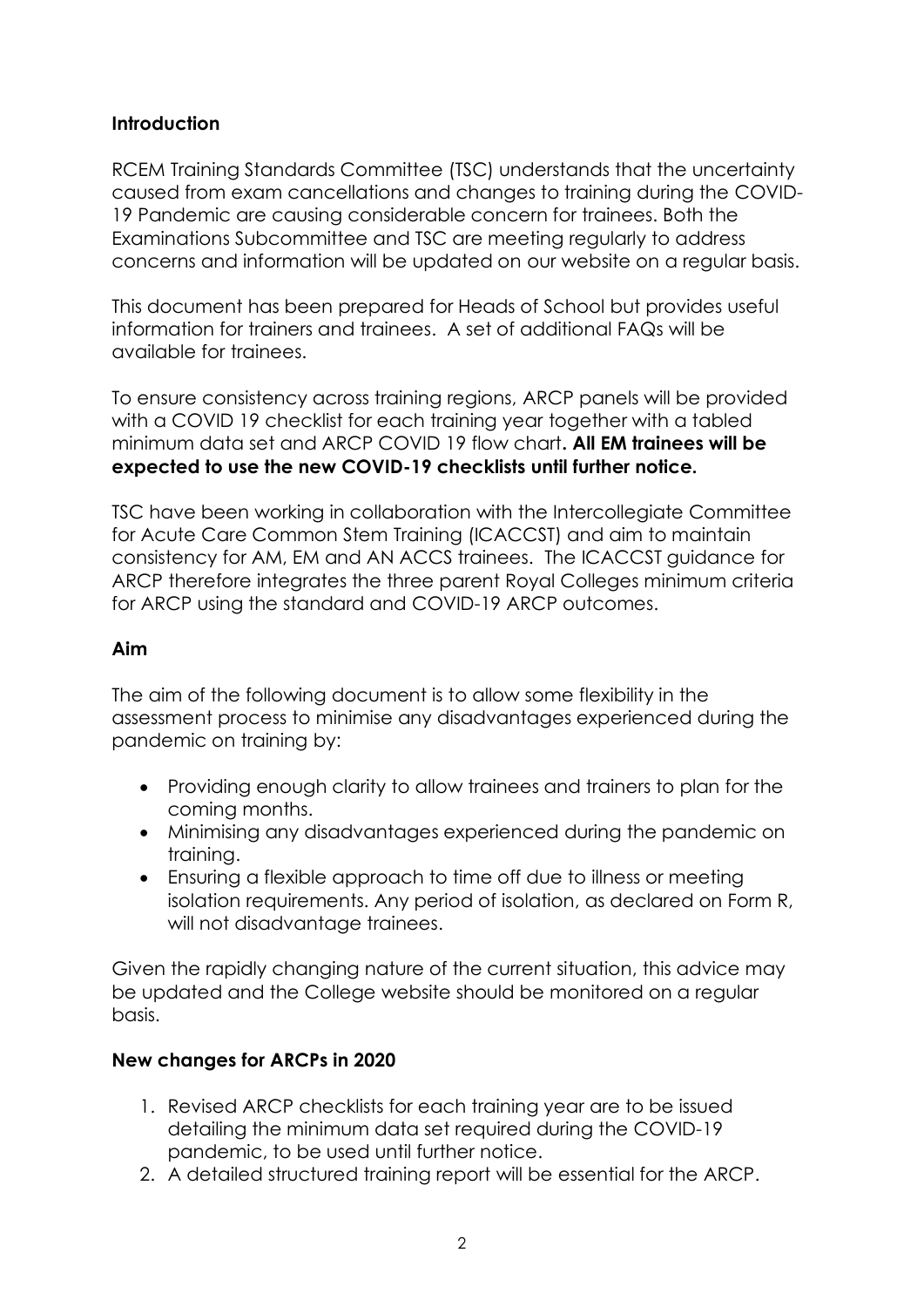## Introduction

RCEM Training Standards Committee (TSC) understands that the uncertainty caused from exam cancellations and changes to training during the COVID-19 Pandemic are causing considerable concern for trainees. Both the Examinations Subcommittee and TSC are meeting regularly to address concerns and information will be updated on our website on a regular basis.

This document has been prepared for Heads of School but provides useful information for trainers and trainees. A set of additional FAQs will be available for trainees.

To ensure consistency across training regions, ARCP panels will be provided with a COVID 19 checklist for each training year together with a tabled minimum data set and ARCP COVID 19 flow chart**. All EM trainees will be expected to use the new COVID-19 checklists until further notice.**

TSC have been working in collaboration with the Intercollegiate Committee for Acute Care Common Stem Training (ICACCST) and aim to maintain consistency for AM, EM and AN ACCS trainees. The ICACCST guidance for ARCP therefore integrates the three parent Royal Colleges minimum criteria for ARCP using the standard and COVID-19 ARCP outcomes.

## Aim

The aim of the following document is to allow some flexibility in the assessment process to minimise any disadvantages experienced during the pandemic on training by:

- Providing enough clarity to allow trainees and trainers to plan for the coming months.
- Minimising any disadvantages experienced during the pandemic on training.
- Ensuring a flexible approach to time off due to illness or meeting isolation requirements. Any period of isolation, as declared on Form R, will not disadvantage trainees.

Given the rapidly changing nature of the current situation, this advice may be updated and the College website should be monitored on a regular basis.

## New changes for ARCPs in 2020

1. Revised ARCP checklists for each training year are to be issued detailing the minimum data set required during the COVID-19 pandemic, to be used until further notice.
2. A detailed structured training report will be essential for the ARCP.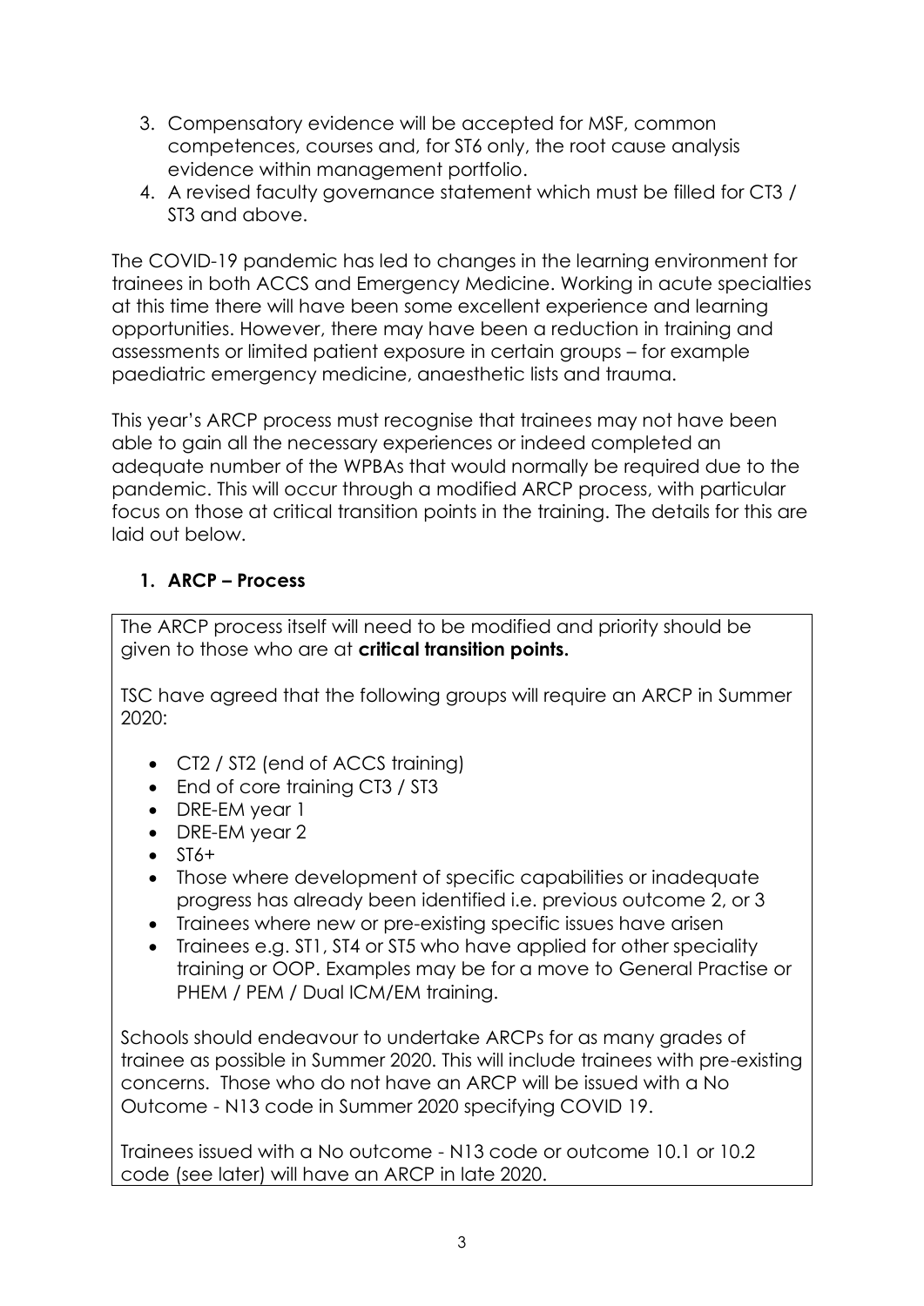3. Compensatory evidence will be accepted for MSF, common competences, courses and, for ST6 only, the root cause analysis evidence within management portfolio.
4. A revised faculty governance statement which must be filled for CT3 / ST3 and above.

The COVID-19 pandemic has led to changes in the learning environment for trainees in both ACCS and Emergency Medicine. Working in acute specialties at this time there will have been some excellent experience and learning opportunities. However, there may have been a reduction in training and assessments or limited patient exposure in certain groups – for example paediatric emergency medicine, anaesthetic lists and trauma.

This year's ARCP process must recognise that trainees may not have been able to gain all the necessary experiences or indeed completed an adequate number of the WPBAs that would normally be required due to the pandemic. This will occur through a modified ARCP process, with particular focus on those at critical transition points in the training. The details for this are laid out below.

## 1. ARCP – Process

The ARCP process itself will need to be modified and priority should be given to those who are at **critical transition points.**

TSC have agreed that the following groups will require an ARCP in Summer 2020:

- CT2 / ST2 (end of ACCS training)
- End of core training CT3 / ST3
- DRE-EM year 1
- DRE-EM year 2
- ST6+
- Those where development of specific capabilities or inadequate progress has already been identified i.e. previous outcome 2, or 3
- Trainees where new or pre-existing specific issues have arisen
- Trainees e.g. ST1, ST4 or ST5 who have applied for other speciality training or OOP. Examples may be for a move to General Practise or PHEM / PEM / Dual ICM/EM training.

Schools should endeavour to undertake ARCPs for as many grades of trainee as possible in Summer 2020. This will include trainees with pre-existing concerns. Those who do not have an ARCP will be issued with a No Outcome - N13 code in Summer 2020 specifying COVID 19.

Trainees issued with a No outcome - N13 code or outcome 10.1 or 10.2 code (see later) will have an ARCP in late 2020.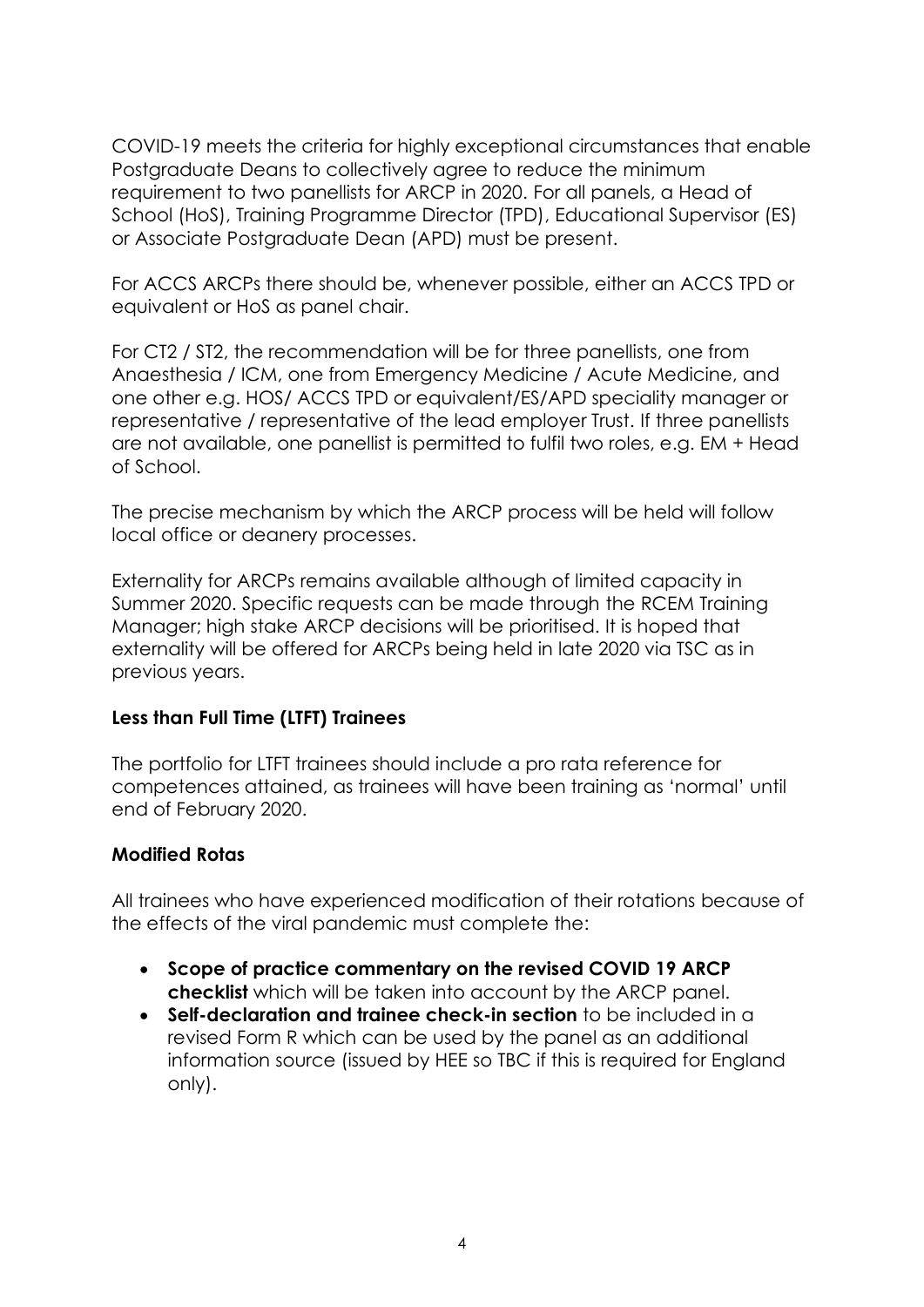COVID-19 meets the criteria for highly exceptional circumstances that enable Postgraduate Deans to collectively agree to reduce the minimum requirement to two panellists for ARCP in 2020. For all panels, a Head of School (HoS), Training Programme Director (TPD), Educational Supervisor (ES) or Associate Postgraduate Dean (APD) must be present.

For ACCS ARCPs there should be, whenever possible, either an ACCS TPD or equivalent or HoS as panel chair.

For CT2 / ST2, the recommendation will be for three panellists, one from Anaesthesia / ICM, one from Emergency Medicine / Acute Medicine, and one other e.g. HOS/ ACCS TPD or equivalent/ES/APD speciality manager or representative / representative of the lead employer Trust. If three panellists are not available, one panellist is permitted to fulfil two roles, e.g. EM + Head of School.

The precise mechanism by which the ARCP process will be held will follow local office or deanery processes.

Externality for ARCPs remains available although of limited capacity in Summer 2020. Specific requests can be made through the RCEM Training Manager; high stake ARCP decisions will be prioritised. It is hoped that externality will be offered for ARCPs being held in late 2020 via TSC as in previous years.

**Less than Full Time (LTFT) Trainees**

The portfolio for LTFT trainees should include a pro rata reference for competences attained, as trainees will have been training as 'normal' until end of February 2020.

**Modified Rotas**

All trainees who have experienced modification of their rotations because of the effects of the viral pandemic must complete the:

- **Scope of practice commentary on the revised COVID 19 ARCP checklist** which will be taken into account by the ARCP panel.
- **Self-declaration and trainee check-in section** to be included in a revised Form R which can be used by the panel as an additional information source (issued by HEE so TBC if this is required for England only).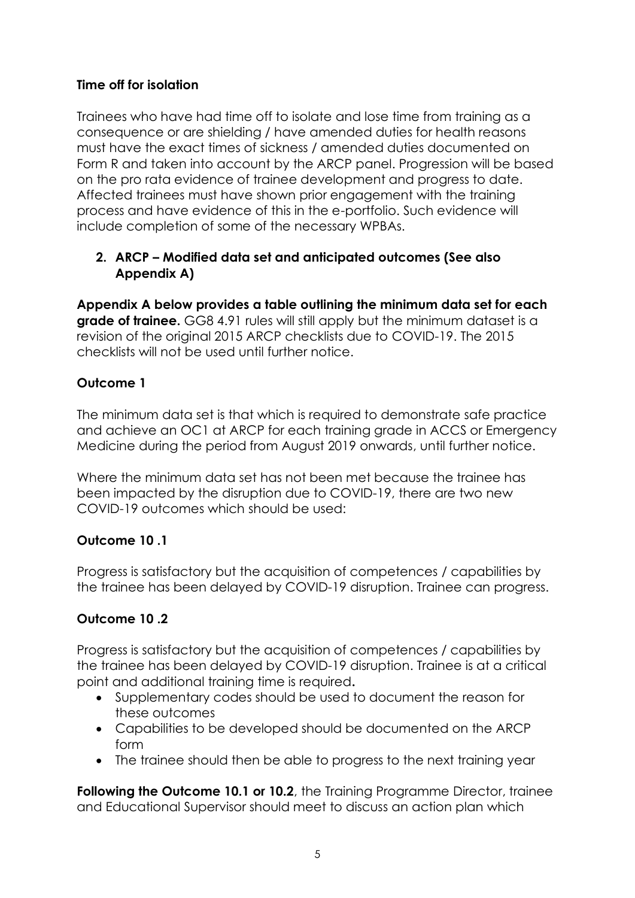**Time off for isolation**

Trainees who have had time off to isolate and lose time from training as a consequence or are shielding / have amended duties for health reasons must have the exact times of sickness / amended duties documented on Form R and taken into account by the ARCP panel. Progression will be based on the pro rata evidence of trainee development and progress to date. Affected trainees must have shown prior engagement with the training process and have evidence of this in the e-portfolio. Such evidence will include completion of some of the necessary WPBAs.

## 2. ARCP – Modified data set and anticipated outcomes (See also Appendix A)

**Appendix A below provides a table outlining the minimum data set for each grade of trainee.** GG8 4.91 rules will still apply but the minimum dataset is a revision of the original 2015 ARCP checklists due to COVID-19. The 2015 checklists will not be used until further notice.

### Outcome 1

The minimum data set is that which is required to demonstrate safe practice and achieve an OC1 at ARCP for each training grade in ACCS or Emergency Medicine during the period from August 2019 onwards, until further notice.

Where the minimum data set has not been met because the trainee has been impacted by the disruption due to COVID-19, there are two new COVID-19 outcomes which should be used:

### Outcome 10 .1

Progress is satisfactory but the acquisition of competences / capabilities by the trainee has been delayed by COVID-19 disruption. Trainee can progress.

### Outcome 10 .2

Progress is satisfactory but the acquisition of competences / capabilities by the trainee has been delayed by COVID-19 disruption. Trainee is at a critical point and additional training time is required**.**

- Supplementary codes should be used to document the reason for these outcomes
- Capabilities to be developed should be documented on the ARCP form
- The trainee should then be able to progress to the next training year

**Following the Outcome 10.1 or 10.2**, the Training Programme Director, trainee and Educational Supervisor should meet to discuss an action plan which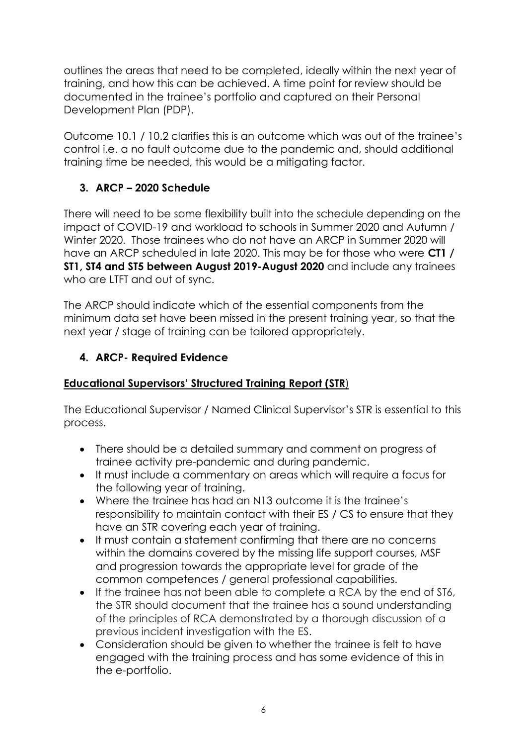outlines the areas that need to be completed, ideally within the next year of training, and how this can be achieved. A time point for review should be documented in the trainee's portfolio and captured on their Personal Development Plan (PDP).

Outcome 10.1 / 10.2 clarifies this is an outcome which was out of the trainee's control i.e. a no fault outcome due to the pandemic and, should additional training time be needed, this would be a mitigating factor.

## 3. ARCP – 2020 Schedule

There will need to be some flexibility built into the schedule depending on the impact of COVID-19 and workload to schools in Summer 2020 and Autumn / Winter 2020. Those trainees who do not have an ARCP in Summer 2020 will have an ARCP scheduled in late 2020. This may be for those who were **CT1 / ST1, ST4 and ST5 between August 2019-August 2020** and include any trainees who are LTFT and out of sync.

The ARCP should indicate which of the essential components from the minimum data set have been missed in the present training year, so that the next year / stage of training can be tailored appropriately.

## 4. ARCP- Required Evidence

### Educational Supervisors' Structured Training Report (STR)

The Educational Supervisor / Named Clinical Supervisor's STR is essential to this process.

- There should be a detailed summary and comment on progress of trainee activity pre-pandemic and during pandemic.
- It must include a commentary on areas which will require a focus for the following year of training.
- Where the trainee has had an N13 outcome it is the trainee's responsibility to maintain contact with their ES / CS to ensure that they have an STR covering each year of training.
- It must contain a statement confirming that there are no concerns within the domains covered by the missing life support courses, MSF and progression towards the appropriate level for grade of the common competences / general professional capabilities.
- If the trainee has not been able to complete a RCA by the end of ST6, the STR should document that the trainee has a sound understanding of the principles of RCA demonstrated by a thorough discussion of a previous incident investigation with the ES.
- Consideration should be given to whether the trainee is felt to have engaged with the training process and has some evidence of this in the e-portfolio.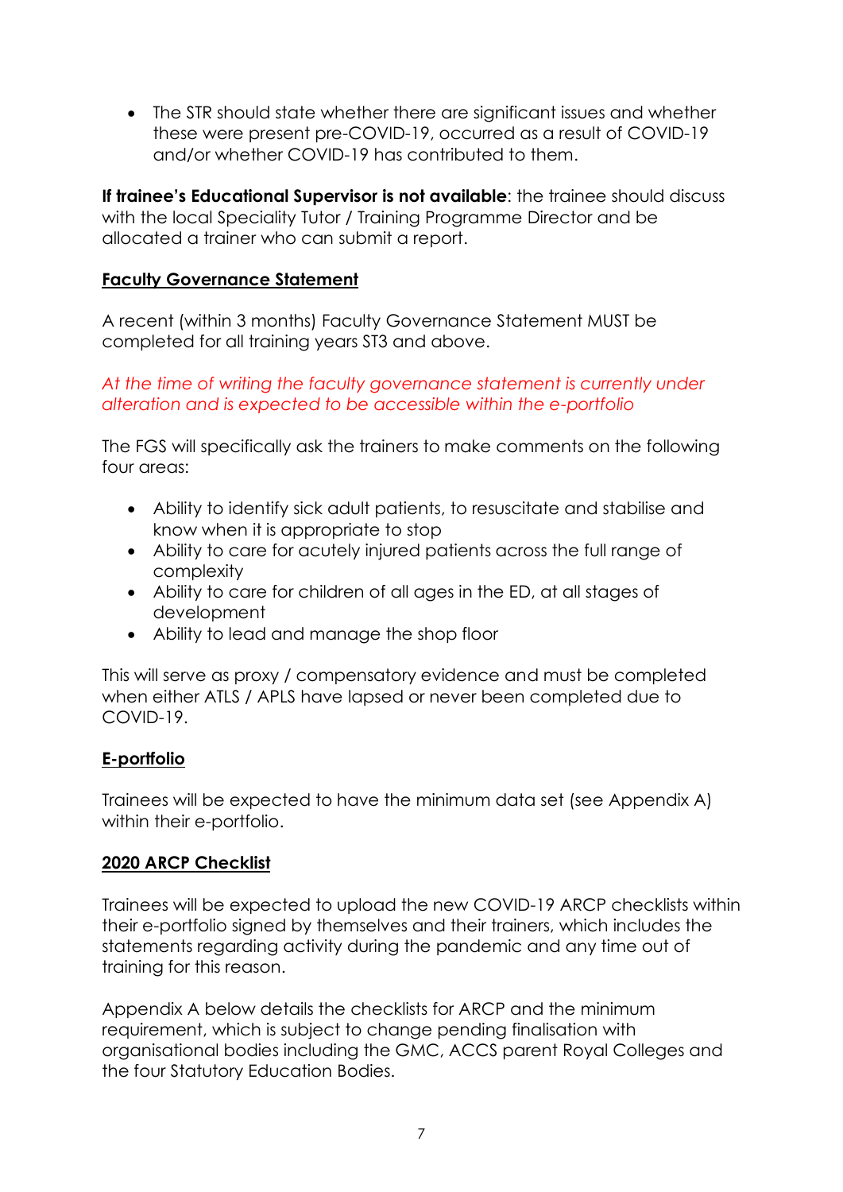- The STR should state whether there are significant issues and whether these were present pre-COVID-19, occurred as a result of COVID-19 and/or whether COVID-19 has contributed to them.

**If trainee's Educational Supervisor is not available**: the trainee should discuss with the local Speciality Tutor / Training Programme Director and be allocated a trainer who can submit a report.

## Faculty Governance Statement

A recent (within 3 months) Faculty Governance Statement MUST be completed for all training years ST3 and above.

*At the time of writing the faculty governance statement is currently under alteration and is expected to be accessible within the e-portfolio*

The FGS will specifically ask the trainers to make comments on the following four areas:

- Ability to identify sick adult patients, to resuscitate and stabilise and know when it is appropriate to stop
- Ability to care for acutely injured patients across the full range of complexity
- Ability to care for children of all ages in the ED, at all stages of development
- Ability to lead and manage the shop floor

This will serve as proxy / compensatory evidence and must be completed when either ATLS / APLS have lapsed or never been completed due to COVID-19.

## E-portfolio

Trainees will be expected to have the minimum data set (see Appendix A) within their e-portfolio.

## 2020 ARCP Checklist

Trainees will be expected to upload the new COVID-19 ARCP checklists within their e-portfolio signed by themselves and their trainers, which includes the statements regarding activity during the pandemic and any time out of training for this reason.

Appendix A below details the checklists for ARCP and the minimum requirement, which is subject to change pending finalisation with organisational bodies including the GMC, ACCS parent Royal Colleges and the four Statutory Education Bodies.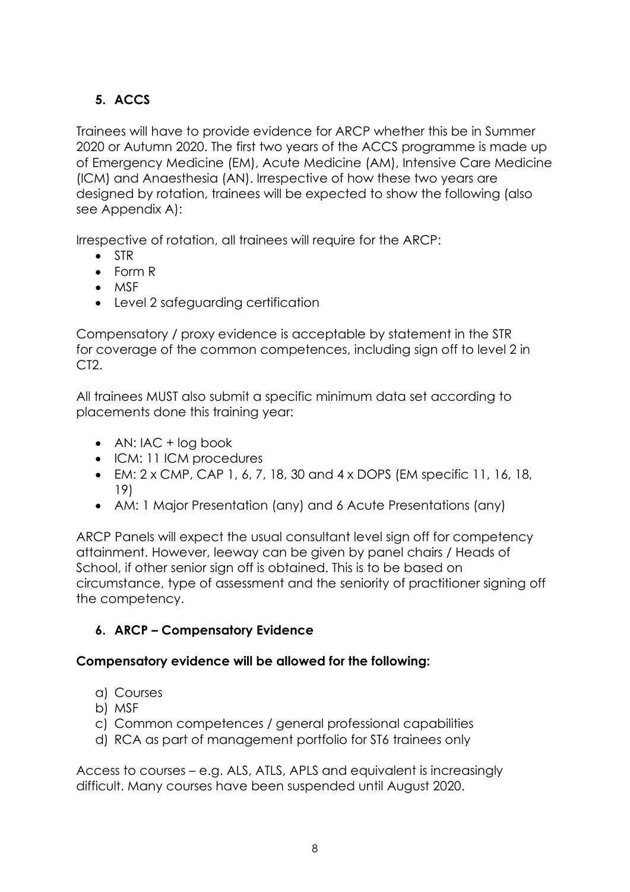## 5. ACCS

Trainees will have to provide evidence for ARCP whether this be in Summer 2020 or Autumn 2020. The first two years of the ACCS programme is made up of Emergency Medicine (EM), Acute Medicine (AM), Intensive Care Medicine (ICM) and Anaesthesia (AN). Irrespective of how these two years are designed by rotation, trainees will be expected to show the following (also see Appendix A):

Irrespective of rotation, all trainees will require for the ARCP:

- STR
- Form R
- MSF
- Level 2 safeguarding certification

Compensatory / proxy evidence is acceptable by statement in the STR for coverage of the common competences, including sign off to level 2 in CT2.

All trainees MUST also submit a specific minimum data set according to placements done this training year:

- AN: IAC + log book
- ICM: 11 ICM procedures
- EM: 2 x CMP, CAP 1, 6, 7, 18, 30 and 4 x DOPS (EM specific 11, 16, 18, 19)
- AM: 1 Major Presentation (any) and 6 Acute Presentations (any)

ARCP Panels will expect the usual consultant level sign off for competency attainment. However, leeway can be given by panel chairs / Heads of School, if other senior sign off is obtained. This is to be based on circumstance, type of assessment and the seniority of practitioner signing off the competency.

## 6. ARCP – Compensatory Evidence

**Compensatory evidence will be allowed for the following:**

a) Courses
b) MSF
c) Common competences / general professional capabilities
d) RCA as part of management portfolio for ST6 trainees only

Access to courses – e.g. ALS, ATLS, APLS and equivalent is increasingly difficult. Many courses have been suspended until August 2020.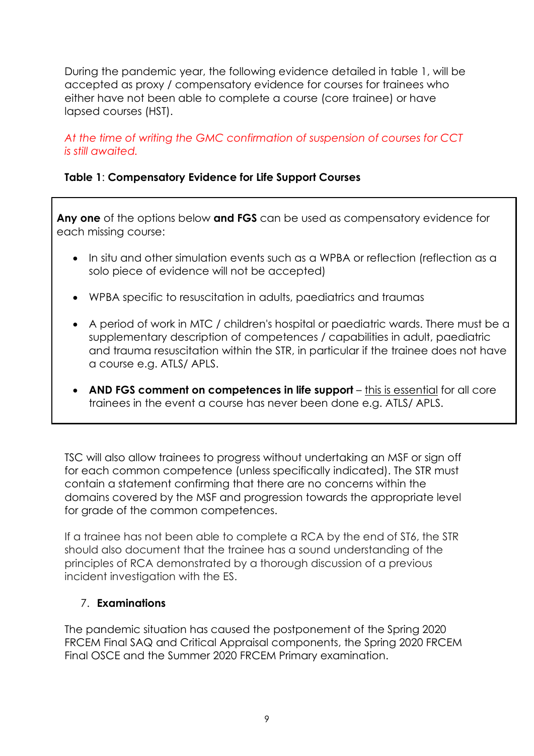During the pandemic year, the following evidence detailed in table 1, will be accepted as proxy / compensatory evidence for courses for trainees who either have not been able to complete a course (core trainee) or have lapsed courses (HST).

*At the time of writing the GMC confirmation of suspension of courses for CCT is still awaited.*

**Table 1**: **Compensatory Evidence for Life Support Courses**

**Any one** of the options below **and FGS** can be used as compensatory evidence for each missing course:

- In situ and other simulation events such as a WPBA or reflection (reflection as a solo piece of evidence will not be accepted)
- WPBA specific to resuscitation in adults, paediatrics and traumas
- A period of work in MTC / children's hospital or paediatric wards. There must be a supplementary description of competences / capabilities in adult, paediatric and trauma resuscitation within the STR, in particular if the trainee does not have a course e.g. ATLS/ APLS.
- **AND FGS comment on competences in life support** – <u>this is essential</u> for all core trainees in the event a course has never been done e.g. ATLS/ APLS.

TSC will also allow trainees to progress without undertaking an MSF or sign off for each common competence (unless specifically indicated). The STR must contain a statement confirming that there are no concerns within the domains covered by the MSF and progression towards the appropriate level for grade of the common competences.

If a trainee has not been able to complete a RCA by the end of ST6, the STR should also document that the trainee has a sound understanding of the principles of RCA demonstrated by a thorough discussion of a previous incident investigation with the ES.

7. **Examinations**

The pandemic situation has caused the postponement of the Spring 2020 FRCEM Final SAQ and Critical Appraisal components, the Spring 2020 FRCEM Final OSCE and the Summer 2020 FRCEM Primary examination.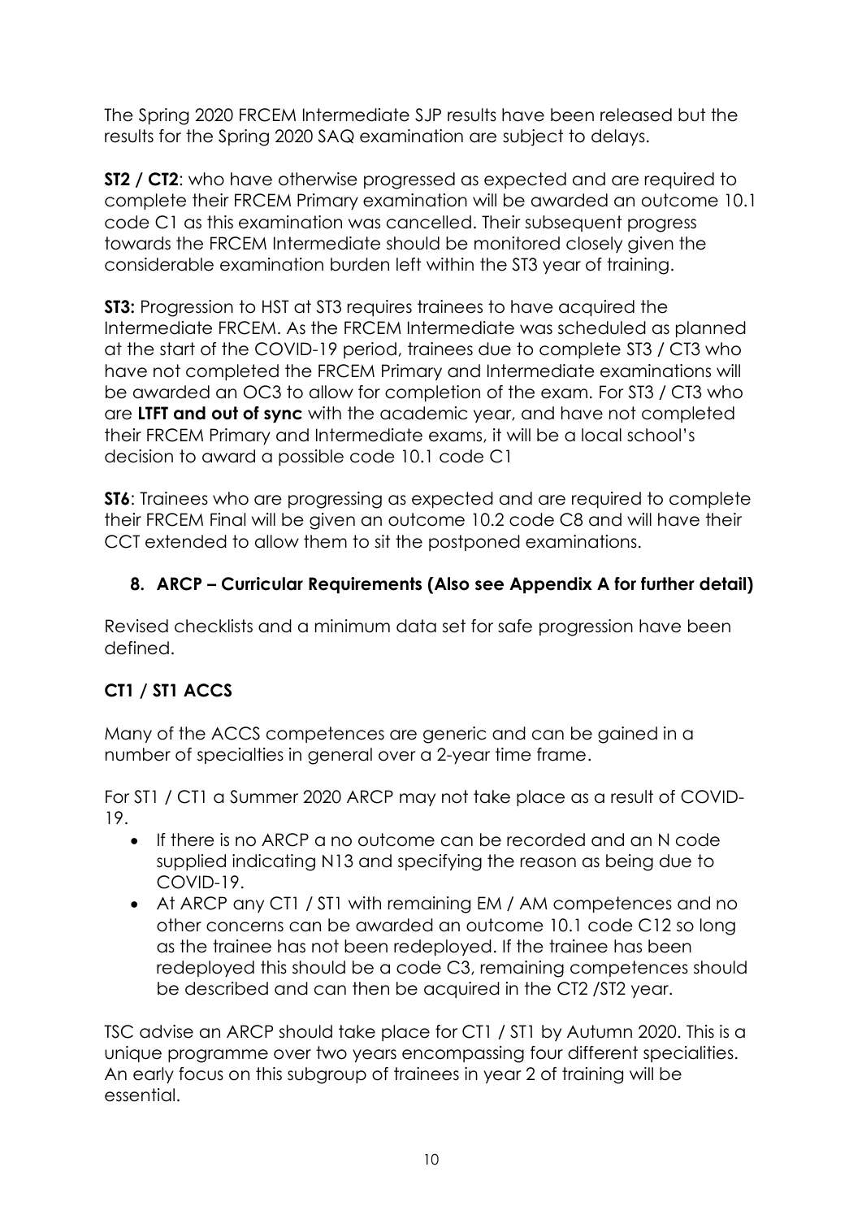The Spring 2020 FRCEM Intermediate SJP results have been released but the results for the Spring 2020 SAQ examination are subject to delays.

**ST2 / CT2**: who have otherwise progressed as expected and are required to complete their FRCEM Primary examination will be awarded an outcome 10.1 code C1 as this examination was cancelled. Their subsequent progress towards the FRCEM Intermediate should be monitored closely given the considerable examination burden left within the ST3 year of training.

**ST3:** Progression to HST at ST3 requires trainees to have acquired the Intermediate FRCEM. As the FRCEM Intermediate was scheduled as planned at the start of the COVID-19 period, trainees due to complete ST3 / CT3 who have not completed the FRCEM Primary and Intermediate examinations will be awarded an OC3 to allow for completion of the exam. For ST3 / CT3 who are **LTFT and out of sync** with the academic year, and have not completed their FRCEM Primary and Intermediate exams, it will be a local school's decision to award a possible code 10.1 code C1

**ST6**: Trainees who are progressing as expected and are required to complete their FRCEM Final will be given an outcome 10.2 code C8 and will have their CCT extended to allow them to sit the postponed examinations.

## 8. ARCP – Curricular Requirements (Also see Appendix A for further detail)

Revised checklists and a minimum data set for safe progression have been defined.

### CT1 / ST1 ACCS

Many of the ACCS competences are generic and can be gained in a number of specialties in general over a 2-year time frame.

For ST1 / CT1 a Summer 2020 ARCP may not take place as a result of COVID-19.

- If there is no ARCP a no outcome can be recorded and an N code supplied indicating N13 and specifying the reason as being due to COVID-19.
- At ARCP any CT1 / ST1 with remaining EM / AM competences and no other concerns can be awarded an outcome 10.1 code C12 so long as the trainee has not been redeployed. If the trainee has been redeployed this should be a code C3, remaining competences should be described and can then be acquired in the CT2 /ST2 year.

TSC advise an ARCP should take place for CT1 / ST1 by Autumn 2020. This is a unique programme over two years encompassing four different specialities. An early focus on this subgroup of trainees in year 2 of training will be essential.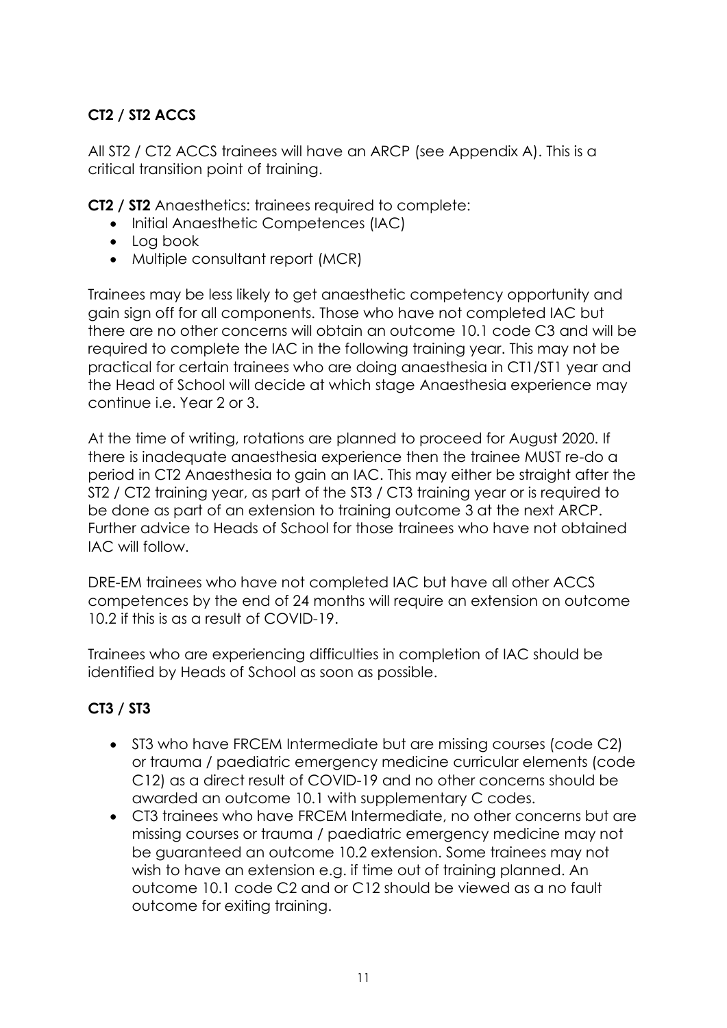## CT2 / ST2 ACCS

All ST2 / CT2 ACCS trainees will have an ARCP (see Appendix A). This is a critical transition point of training.

**CT2 / ST2** Anaesthetics: trainees required to complete:

- Initial Anaesthetic Competences (IAC)
- Log book
- Multiple consultant report (MCR)

Trainees may be less likely to get anaesthetic competency opportunity and gain sign off for all components. Those who have not completed IAC but there are no other concerns will obtain an outcome 10.1 code C3 and will be required to complete the IAC in the following training year. This may not be practical for certain trainees who are doing anaesthesia in CT1/ST1 year and the Head of School will decide at which stage Anaesthesia experience may continue i.e. Year 2 or 3.

At the time of writing, rotations are planned to proceed for August 2020. If there is inadequate anaesthesia experience then the trainee MUST re-do a period in CT2 Anaesthesia to gain an IAC. This may either be straight after the ST2 / CT2 training year, as part of the ST3 / CT3 training year or is required to be done as part of an extension to training outcome 3 at the next ARCP. Further advice to Heads of School for those trainees who have not obtained IAC will follow.

DRE-EM trainees who have not completed IAC but have all other ACCS competences by the end of 24 months will require an extension on outcome 10.2 if this is as a result of COVID-19.

Trainees who are experiencing difficulties in completion of IAC should be identified by Heads of School as soon as possible.

## CT3 / ST3

- ST3 who have FRCEM Intermediate but are missing courses (code C2) or trauma / paediatric emergency medicine curricular elements (code C12) as a direct result of COVID-19 and no other concerns should be awarded an outcome 10.1 with supplementary C codes.
- CT3 trainees who have FRCEM Intermediate, no other concerns but are missing courses or trauma / paediatric emergency medicine may not be guaranteed an outcome 10.2 extension. Some trainees may not wish to have an extension e.g. if time out of training planned. An outcome 10.1 code C2 and or C12 should be viewed as a no fault outcome for exiting training.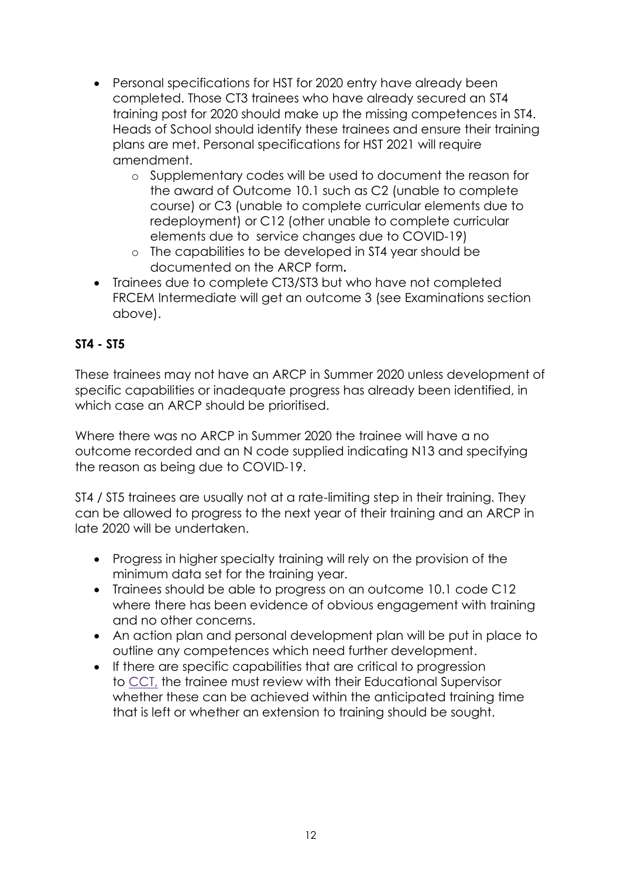- Personal specifications for HST for 2020 entry have already been completed. Those CT3 trainees who have already secured an ST4 training post for 2020 should make up the missing competences in ST4. Heads of School should identify these trainees and ensure their training plans are met. Personal specifications for HST 2021 will require amendment.
  - Supplementary codes will be used to document the reason for the award of Outcome 10.1 such as C2 (unable to complete course) or C3 (unable to complete curricular elements due to redeployment) or C12 (other unable to complete curricular elements due to service changes due to COVID-19)
  - The capabilities to be developed in ST4 year should be documented on the ARCP form**.**
- Trainees due to complete CT3/ST3 but who have not completed FRCEM Intermediate will get an outcome 3 (see Examinations section above).

**ST4 - ST5**

These trainees may not have an ARCP in Summer 2020 unless development of specific capabilities or inadequate progress has already been identified, in which case an ARCP should be prioritised.

Where there was no ARCP in Summer 2020 the trainee will have a no outcome recorded and an N code supplied indicating N13 and specifying the reason as being due to COVID-19.

ST4 / ST5 trainees are usually not at a rate-limiting step in their training. They can be allowed to progress to the next year of their training and an ARCP in late 2020 will be undertaken.

- Progress in higher specialty training will rely on the provision of the minimum data set for the training year.
- Trainees should be able to progress on an outcome 10.1 code C12 where there has been evidence of obvious engagement with training and no other concerns.
- An action plan and personal development plan will be put in place to outline any competences which need further development.
- If there are specific capabilities that are critical to progression to CCT, the trainee must review with their Educational Supervisor whether these can be achieved within the anticipated training time that is left or whether an extension to training should be sought.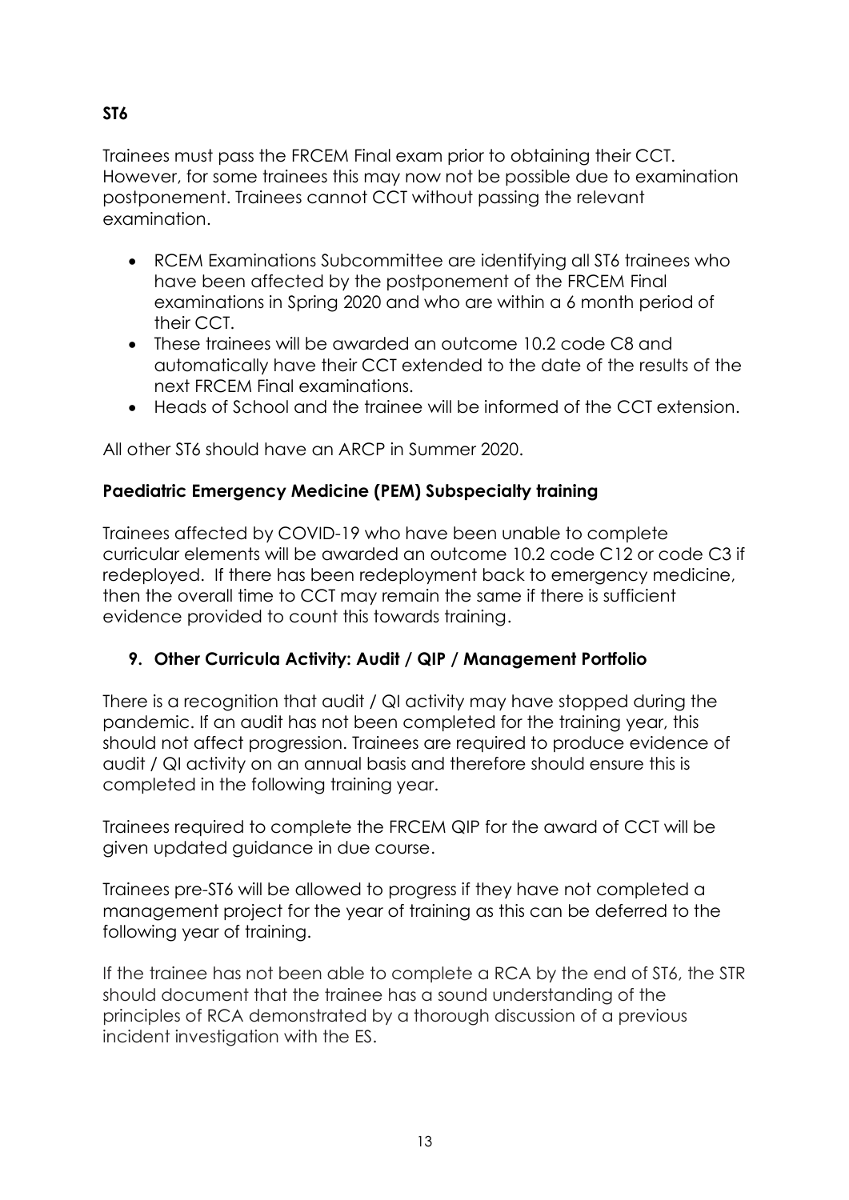**ST6**

Trainees must pass the FRCEM Final exam prior to obtaining their CCT. However, for some trainees this may now not be possible due to examination postponement. Trainees cannot CCT without passing the relevant examination.

- RCEM Examinations Subcommittee are identifying all ST6 trainees who have been affected by the postponement of the FRCEM Final examinations in Spring 2020 and who are within a 6 month period of their CCT.
- These trainees will be awarded an outcome 10.2 code C8 and automatically have their CCT extended to the date of the results of the next FRCEM Final examinations.
- Heads of School and the trainee will be informed of the CCT extension.

All other ST6 should have an ARCP in Summer 2020.

**Paediatric Emergency Medicine (PEM) Subspecialty training**

Trainees affected by COVID-19 who have been unable to complete curricular elements will be awarded an outcome 10.2 code C12 or code C3 if redeployed. If there has been redeployment back to emergency medicine, then the overall time to CCT may remain the same if there is sufficient evidence provided to count this towards training.

## 9. Other Curricula Activity: Audit / QIP / Management Portfolio

There is a recognition that audit / QI activity may have stopped during the pandemic. If an audit has not been completed for the training year, this should not affect progression. Trainees are required to produce evidence of audit / QI activity on an annual basis and therefore should ensure this is completed in the following training year.

Trainees required to complete the FRCEM QIP for the award of CCT will be given updated guidance in due course.

Trainees pre-ST6 will be allowed to progress if they have not completed a management project for the year of training as this can be deferred to the following year of training.

If the trainee has not been able to complete a RCA by the end of ST6, the STR should document that the trainee has a sound understanding of the principles of RCA demonstrated by a thorough discussion of a previous incident investigation with the ES.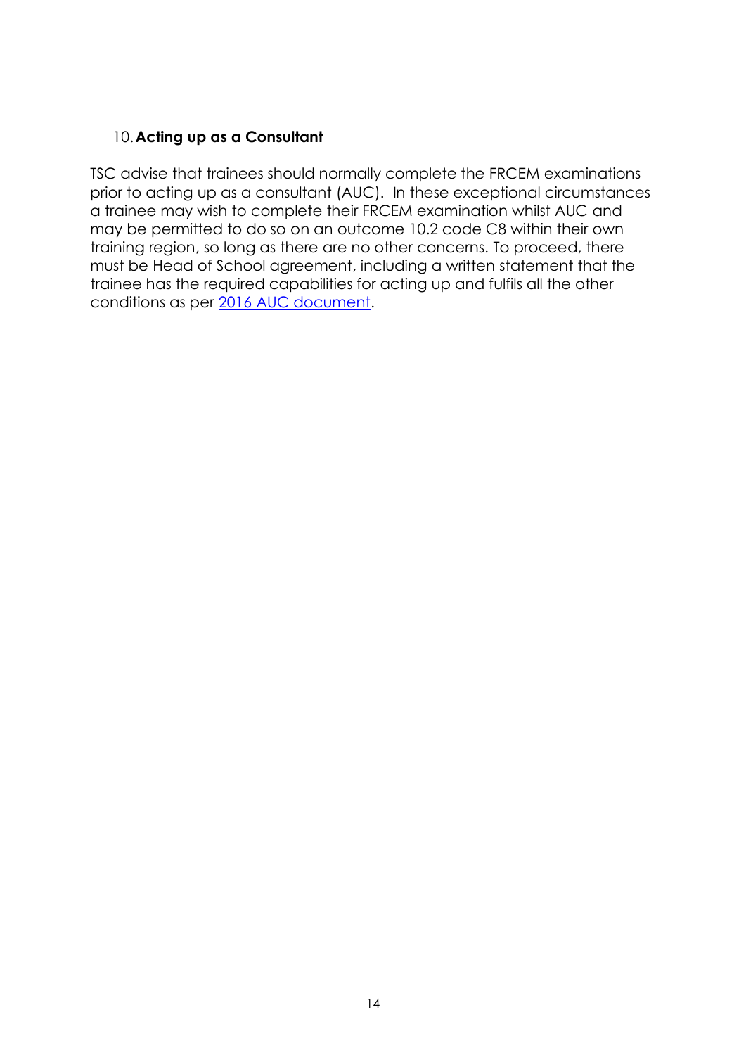## 10. Acting up as a Consultant

TSC advise that trainees should normally complete the FRCEM examinations prior to acting up as a consultant (AUC). In these exceptional circumstances a trainee may wish to complete their FRCEM examination whilst AUC and may be permitted to do so on an outcome 10.2 code C8 within their own training region, so long as there are no other concerns. To proceed, there must be Head of School agreement, including a written statement that the trainee has the required capabilities for acting up and fulfils all the other conditions as per 2016 AUC document.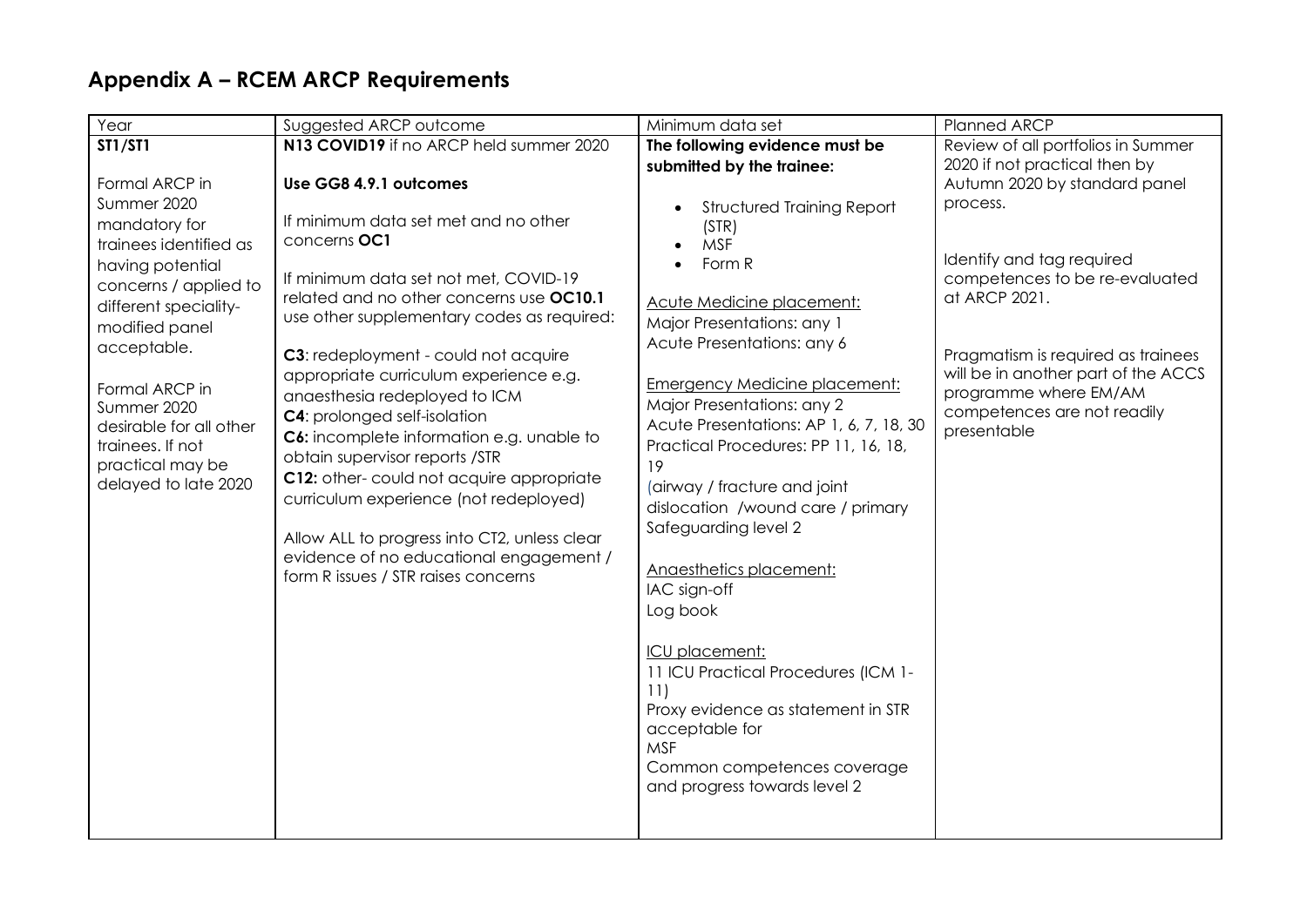## Appendix A – RCEM ARCP Requirements

| Year | Suggested ARCP outcome | Minimum data set | Planned ARCP |
|---|---|---|---|
| **ST1/ST1**<br><br>Formal ARCP in Summer 2020 mandatory for trainees identified as having potential concerns / applied to different speciality-modified panel acceptable.<br><br>Formal ARCP in Summer 2020 desirable for all other trainees. If not practical may be delayed to late 2020 | **N13 COVID19** if no ARCP held summer 2020<br><br>**Use GG8 4.9.1 outcomes**<br><br>If minimum data set met and no other concerns **OC1**<br><br>If minimum data set not met, COVID-19 related and no other concerns use **OC10.1** use other supplementary codes as required:<br><br>**C3**: redeployment - could not acquire appropriate curriculum experience e.g. anaesthesia redeployed to ICM<br>**C4**: prolonged self-isolation<br>**C6:** incomplete information e.g. unable to obtain supervisor reports /STR<br>**C12:** other- could not acquire appropriate curriculum experience (not redeployed)<br><br>Allow ALL to progress into CT2, unless clear evidence of no educational engagement / form R issues / STR raises concerns | **The following evidence must be submitted by the trainee:**<br><br>• Structured Training Report (STR)<br>• MSF<br>• Form R<br><br>Acute Medicine placement:<br>Major Presentations: any 1<br>Acute Presentations: any 6<br><br>Emergency Medicine placement:<br>Major Presentations: any 2<br>Acute Presentations: AP 1, 6, 7, 18, 30<br>Practical Procedures: PP 11, 16, 18, 19<br>(airway / fracture and joint dislocation /wound care / primary Safeguarding level 2<br><br>Anaesthetics placement:<br>IAC sign-off<br>Log book<br><br>ICU placement:<br>11 ICU Practical Procedures (ICM 1-11)<br>Proxy evidence as statement in STR acceptable for<br>MSF<br>Common competences coverage and progress towards level 2 | Review of all portfolios in Summer 2020 if not practical then by Autumn 2020 by standard panel process.<br><br>Identify and tag required competences to be re-evaluated at ARCP 2021.<br><br>Pragmatism is required as trainees will be in another part of the ACCS programme where EM/AM competences are not readily presentable |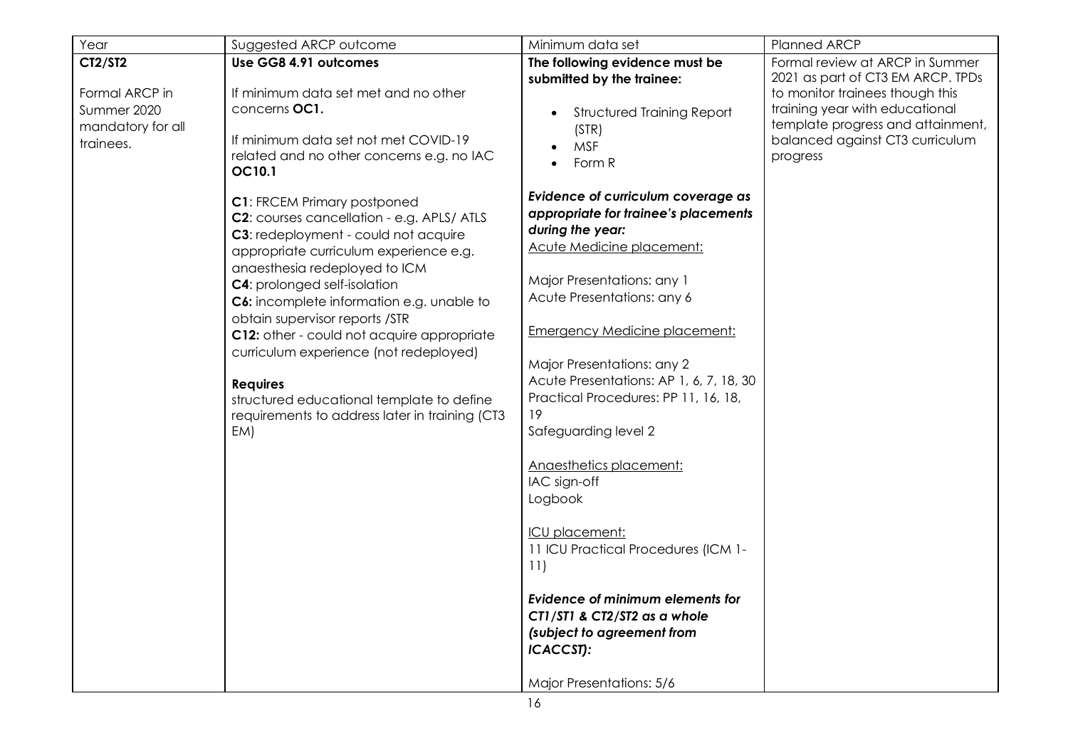| Year | Suggested ARCP outcome | Minimum data set | Planned ARCP |
|---|---|---|---|
| **CT2/ST2**<br><br>Formal ARCP in Summer 2020 mandatory for all trainees. | **Use GG8 4.91 outcomes**<br><br>If minimum data set met and no other concerns **OC1.**<br><br>If minimum data set not met COVID-19 related and no other concerns e.g. no IAC **OC10.1**<br><br>**C1**: FRCEM Primary postponed<br>**C2**: courses cancellation - e.g. APLS/ ATLS<br>**C3**: redeployment - could not acquire appropriate curriculum experience e.g. anaesthesia redeployed to ICM<br>**C4**: prolonged self-isolation<br>**C6:** incomplete information e.g. unable to obtain supervisor reports /STR<br>**C12:** other - could not acquire appropriate curriculum experience (not redeployed)<br><br>**Requires**<br>structured educational template to define requirements to address later in training (CT3 EM) | **The following evidence must be submitted by the trainee:**<br><br>• Structured Training Report (STR)<br>• MSF<br>• Form R<br><br>***Evidence of curriculum coverage as appropriate for trainee's placements during the year:***<br>Acute Medicine placement:<br><br>Major Presentations: any 1<br>Acute Presentations: any 6<br><br>Emergency Medicine placement:<br><br>Major Presentations: any 2<br>Acute Presentations: AP 1, 6, 7, 18, 30<br>Practical Procedures: PP 11, 16, 18, 19<br>Safeguarding level 2<br><br>Anaesthetics placement:<br>IAC sign-off<br>Logbook<br><br>ICU placement:<br>11 ICU Practical Procedures (ICM 1-11)<br><br>***Evidence of minimum elements for CT1/ST1 & CT2/ST2 as a whole (subject to agreement from ICACCST):***<br><br>Major Presentations: 5/6 | Formal review at ARCP in Summer 2021 as part of CT3 EM ARCP. TPDs to monitor trainees though this training year with educational template progress and attainment, balanced against CT3 curriculum progress |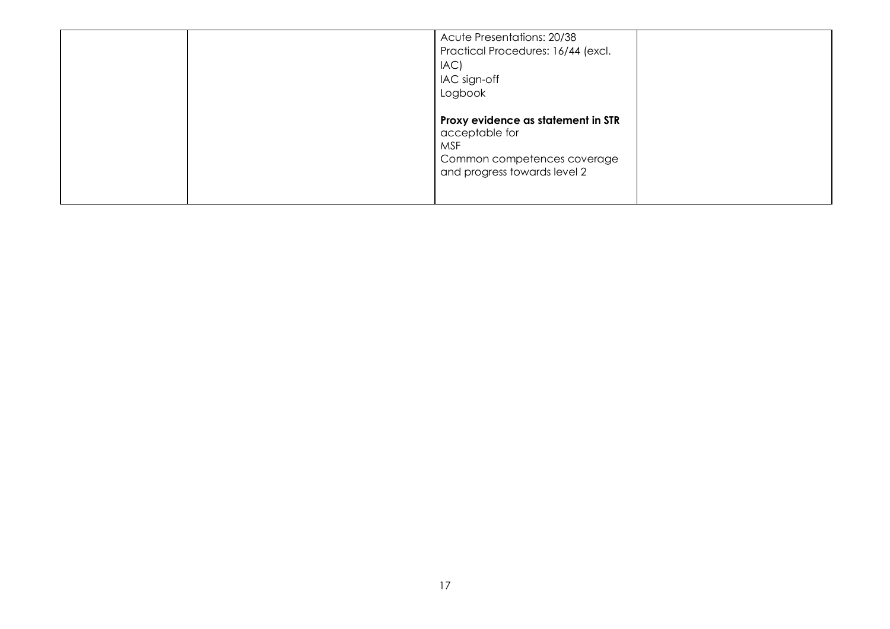|  |  |  |  |
|---|---|---|---|
|  |  | Acute Presentations: 20/38<br>Practical Procedures: 16/44 (excl. IAC)<br>IAC sign-off<br>Logbook<br><br>**Proxy evidence as statement in STR** acceptable for<br>MSF<br>Common competences coverage and progress towards level 2 |  |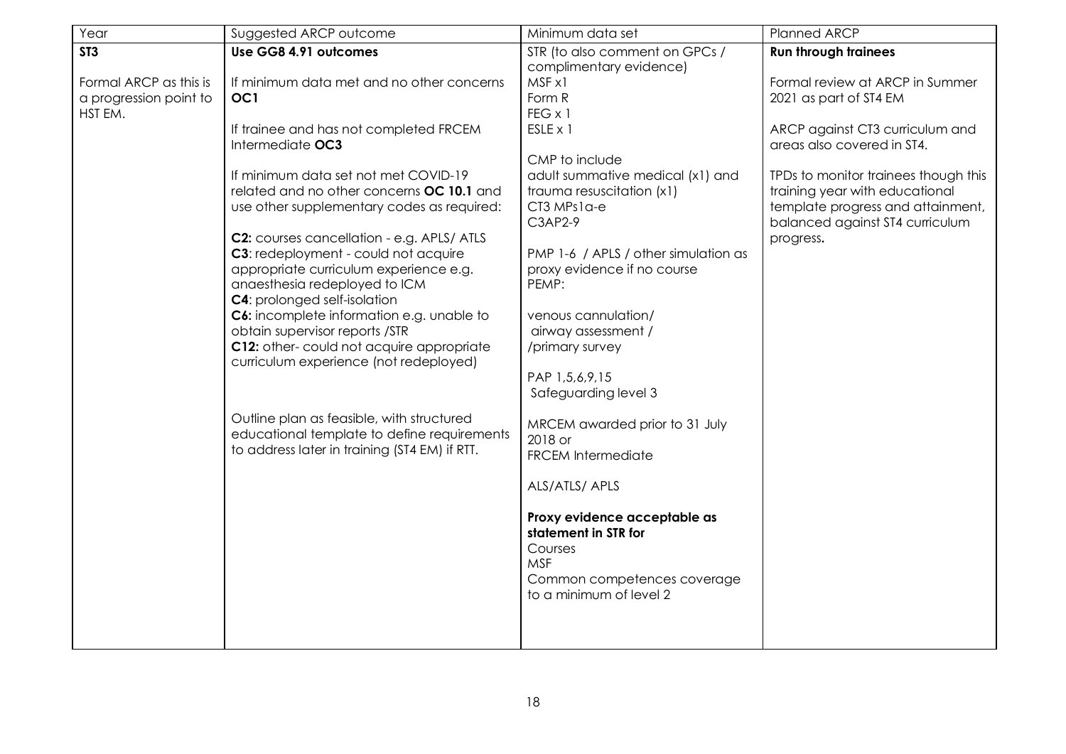| Year | Suggested ARCP outcome | Minimum data set | Planned ARCP |
|---|---|---|---|
| **ST3**<br><br>Formal ARCP as this is a progression point to HST EM. | **Use GG8 4.91 outcomes**<br><br>If minimum data met and no other concerns **OC1**<br><br>If trainee and has not completed FRCEM Intermediate **OC3**<br><br>If minimum data set not met COVID-19 related and no other concerns **OC 10.1** and use other supplementary codes as required:<br><br>**C2:** courses cancellation - e.g. APLS/ ATLS<br>**C3**: redeployment - could not acquire appropriate curriculum experience e.g. anaesthesia redeployed to ICM<br>**C4**: prolonged self-isolation<br>**C6:** incomplete information e.g. unable to obtain supervisor reports /STR<br>**C12:** other- could not acquire appropriate curriculum experience (not redeployed)<br><br>Outline plan as feasible, with structured educational template to define requirements to address later in training (ST4 EM) if RTT. | STR (to also comment on GPCs / complimentary evidence)<br>MSF x1<br>Form R<br>FEG x 1<br>ESLE x 1<br><br>CMP to include<br>adult summative medical (x1) and trauma resuscitation (x1)<br>CT3 MPs1a-e<br>C3AP2-9<br><br>PMP 1-6 / APLS / other simulation as proxy evidence if no course<br>PEMP:<br><br>venous cannulation/<br>airway assessment /<br>/primary survey<br><br>PAP 1,5,6,9,15<br>Safeguarding level 3<br><br>MRCEM awarded prior to 31 July 2018 or<br>FRCEM Intermediate<br><br>ALS/ATLS/ APLS<br><br>**Proxy evidence acceptable as statement in STR for**<br>Courses<br>MSF<br>Common competences coverage to a minimum of level 2 | **Run through trainees**<br><br>Formal review at ARCP in Summer 2021 as part of ST4 EM<br><br>ARCP against CT3 curriculum and areas also covered in ST4.<br><br>TPDs to monitor trainees though this training year with educational template progress and attainment, balanced against ST4 curriculum progress**.** |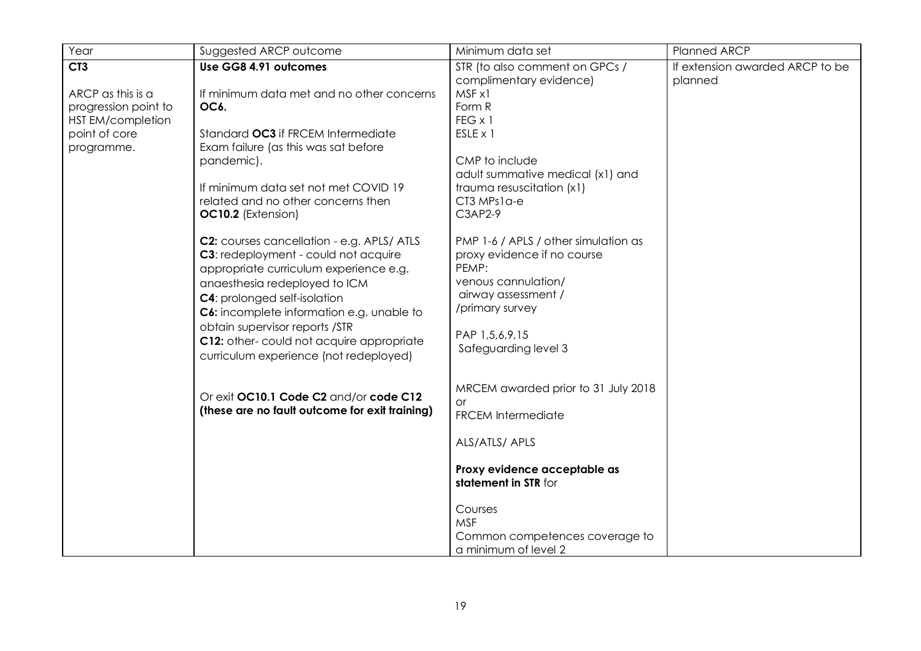| Year | Suggested ARCP outcome | Minimum data set | Planned ARCP |
|---|---|---|---|
| **CT3**<br><br>ARCP as this is a progression point to HST EM/completion point of core programme. | **Use GG8 4.91 outcomes**<br><br>If minimum data met and no other concerns **OC6.**<br><br>Standard **OC3** if FRCEM Intermediate Exam failure (as this was sat before pandemic).<br><br>If minimum data set not met COVID 19 related and no other concerns then **OC10.2** (Extension)<br><br>**C2:** courses cancellation - e.g. APLS/ ATLS<br>**C3**: redeployment - could not acquire appropriate curriculum experience e.g. anaesthesia redeployed to ICM<br>**C4**: prolonged self-isolation<br>**C6:** incomplete information e.g. unable to obtain supervisor reports /STR<br>**C12:** other- could not acquire appropriate curriculum experience (not redeployed)<br><br>Or exit **OC10.1 Code C2** and/or **code C12 (these are no fault outcome for exit training)** | STR (to also comment on GPCs / complimentary evidence)<br>MSF x1<br>Form R<br>FEG x 1<br>ESLE x 1<br><br>CMP to include adult summative medical (x1) and trauma resuscitation (x1)<br>CT3 MPs1a-e<br>C3AP2-9<br><br>PMP 1-6 / APLS / other simulation as proxy evidence if no course<br>PEMP:<br>venous cannulation/<br>airway assessment /<br>/primary survey<br><br>PAP 1,5,6,9,15<br>Safeguarding level 3<br><br>MRCEM awarded prior to 31 July 2018<br>or<br>FRCEM Intermediate<br><br>ALS/ATLS/ APLS<br><br>**Proxy evidence acceptable as statement in STR** for<br><br>Courses<br>MSF<br>Common competences coverage to a minimum of level 2 | If extension awarded ARCP to be planned |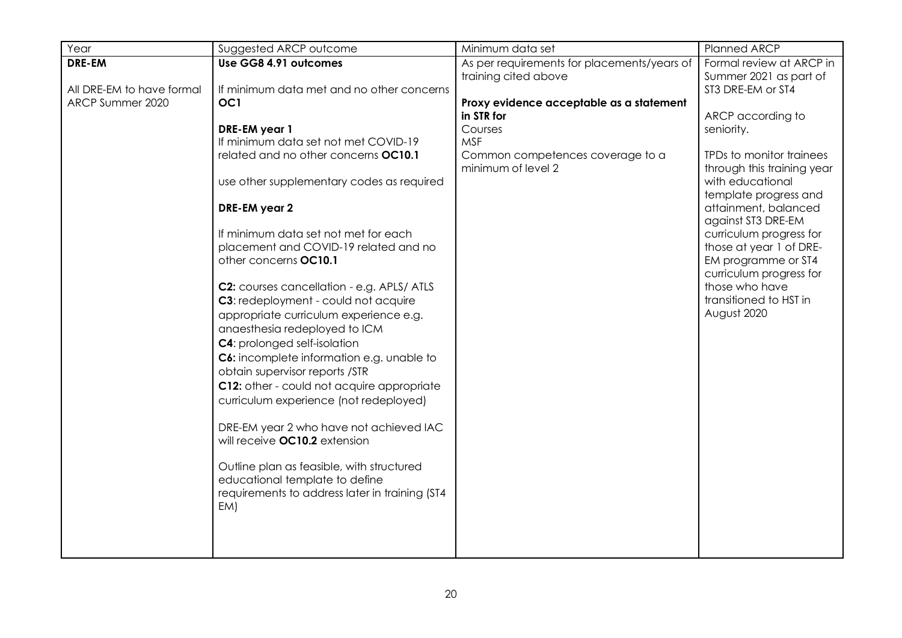| Year | Suggested ARCP outcome | Minimum data set | Planned ARCP |
|---|---|---|---|
| **DRE-EM**<br><br>All DRE-EM to have formal ARCP Summer 2020 | **Use GG8 4.91 outcomes**<br><br>If minimum data met and no other concerns **OC1**<br><br>**DRE-EM year 1**<br>If minimum data set not met COVID-19 related and no other concerns **OC10.1**<br><br>use other supplementary codes as required<br><br>**DRE-EM year 2**<br><br>If minimum data set not met for each placement and COVID-19 related and no other concerns **OC10.1**<br><br>**C2:** courses cancellation - e.g. APLS/ ATLS<br>**C3**: redeployment - could not acquire appropriate curriculum experience e.g. anaesthesia redeployed to ICM<br>**C4**: prolonged self-isolation<br>**C6:** incomplete information e.g. unable to obtain supervisor reports /STR<br>**C12:** other - could not acquire appropriate curriculum experience (not redeployed)<br><br>DRE-EM year 2 who have not achieved IAC will receive **OC10.2** extension<br><br>Outline plan as feasible, with structured educational template to define requirements to address later in training (ST4 EM) | As per requirements for placements/years of training cited above<br><br>**Proxy evidence acceptable as a statement in STR for**<br>Courses<br>MSF<br>Common competences coverage to a minimum of level 2 | Formal review at ARCP in Summer 2021 as part of ST3 DRE-EM or ST4<br><br>ARCP according to seniority.<br><br>TPDs to monitor trainees through this training year with educational template progress and attainment, balanced against ST3 DRE-EM curriculum progress for those at year 1 of DRE-EM programme or ST4 curriculum progress for those who have transitioned to HST in August 2020 |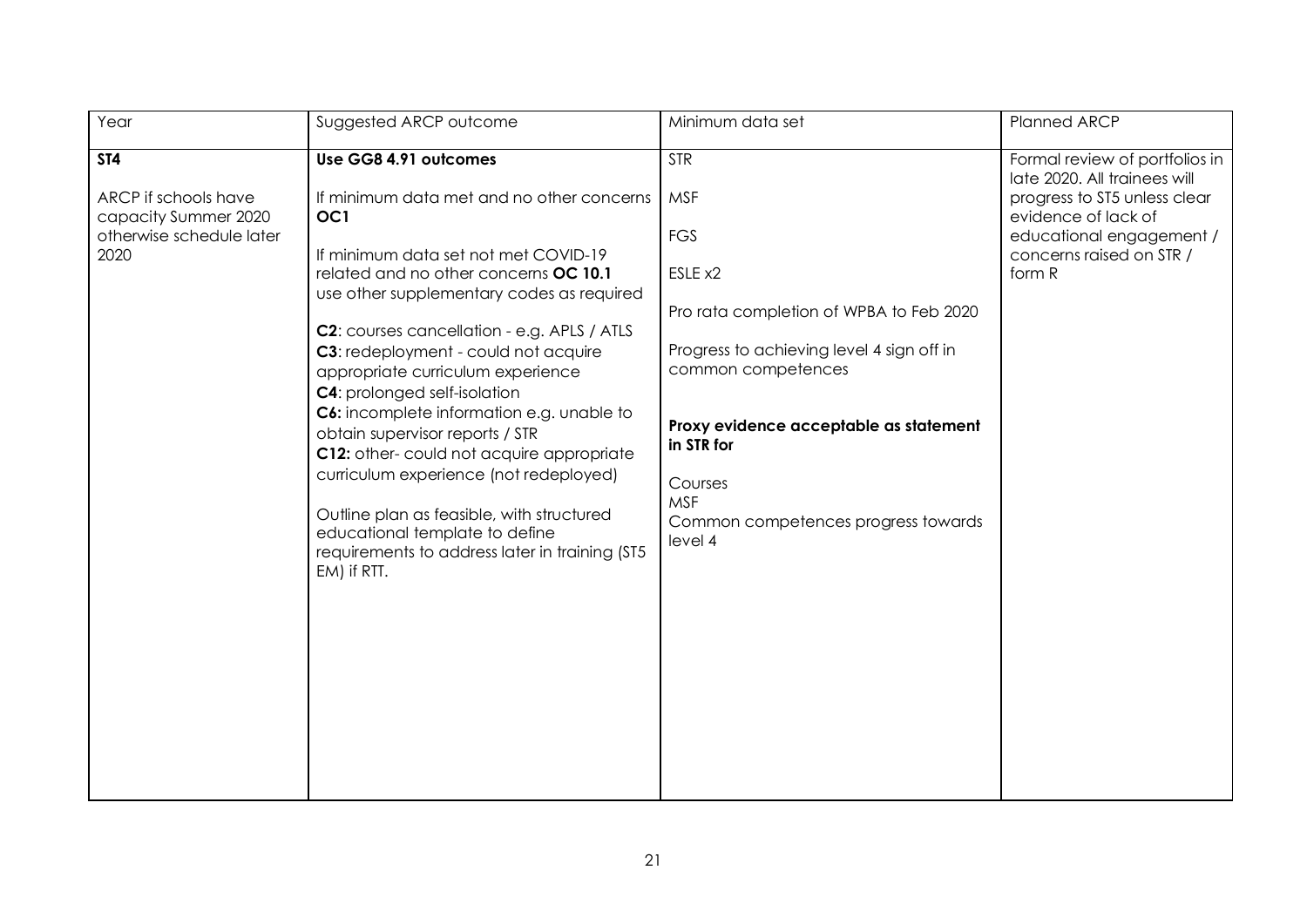| Year | Suggested ARCP outcome | Minimum data set | Planned ARCP |
|---|---|---|---|
| **ST4**<br><br>ARCP if schools have capacity Summer 2020 otherwise schedule later 2020 | **Use GG8 4.91 outcomes**<br><br>If minimum data met and no other concerns **OC1**<br><br>If minimum data set not met COVID-19 related and no other concerns **OC 10.1** use other supplementary codes as required<br><br>**C2**: courses cancellation - e.g. APLS / ATLS<br>**C3**: redeployment - could not acquire appropriate curriculum experience<br>**C4**: prolonged self-isolation<br>**C6:** incomplete information e.g. unable to obtain supervisor reports / STR<br>**C12:** other- could not acquire appropriate curriculum experience (not redeployed)<br><br>Outline plan as feasible, with structured educational template to define requirements to address later in training (ST5 EM) if RTT. | STR<br><br>MSF<br><br>FGS<br><br>ESLE x2<br><br>Pro rata completion of WPBA to Feb 2020<br><br>Progress to achieving level 4 sign off in common competences<br><br>**Proxy evidence acceptable as statement in STR for**<br><br>Courses<br>MSF<br>Common competences progress towards level 4 | Formal review of portfolios in late 2020. All trainees will progress to ST5 unless clear evidence of lack of educational engagement / concerns raised on STR / form R |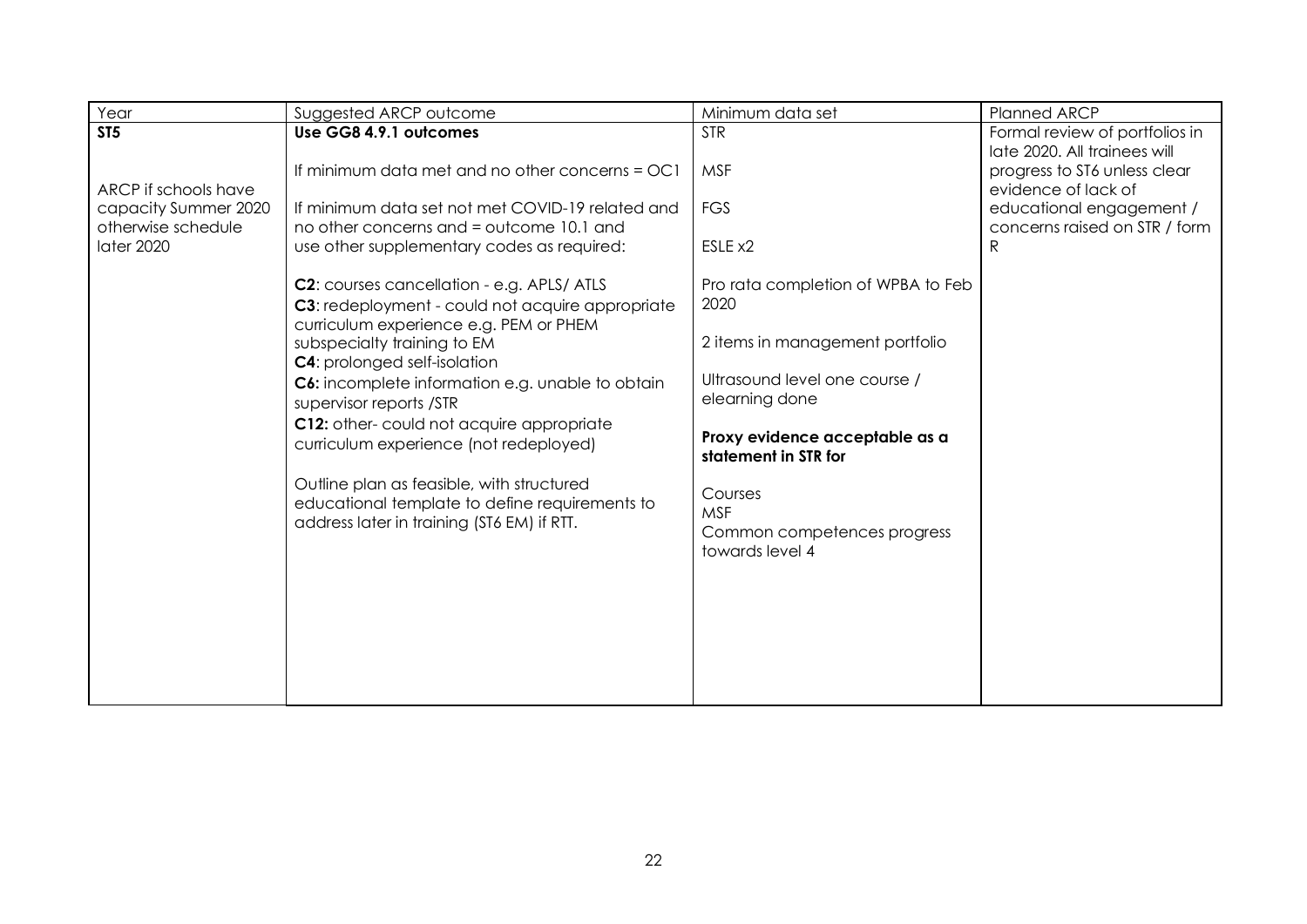| Year | Suggested ARCP outcome | Minimum data set | Planned ARCP |
| --- | --- | --- | --- |
| **ST5**<br><br>ARCP if schools have capacity Summer 2020 otherwise schedule later 2020 | **Use GG8 4.9.1 outcomes**<br><br>If minimum data met and no other concerns = OC1<br><br>If minimum data set not met COVID-19 related and no other concerns and = outcome 10.1 and use other supplementary codes as required:<br><br>**C2**: courses cancellation - e.g. APLS/ ATLS<br>**C3**: redeployment - could not acquire appropriate curriculum experience e.g. PEM or PHEM subspecialty training to EM<br>**C4**: prolonged self-isolation<br>**C6:** incomplete information e.g. unable to obtain supervisor reports /STR<br>**C12:** other- could not acquire appropriate curriculum experience (not redeployed)<br><br>Outline plan as feasible, with structured educational template to define requirements to address later in training (ST6 EM) if RTT. | STR<br><br>MSF<br><br>FGS<br><br>ESLE x2<br><br>Pro rata completion of WPBA to Feb 2020<br><br>2 items in management portfolio<br><br>Ultrasound level one course / elearning done<br><br>**Proxy evidence acceptable as a statement in STR for**<br><br>Courses<br>MSF<br>Common competences progress towards level 4 | Formal review of portfolios in late 2020. All trainees will progress to ST6 unless clear evidence of lack of educational engagement / concerns raised on STR / form R |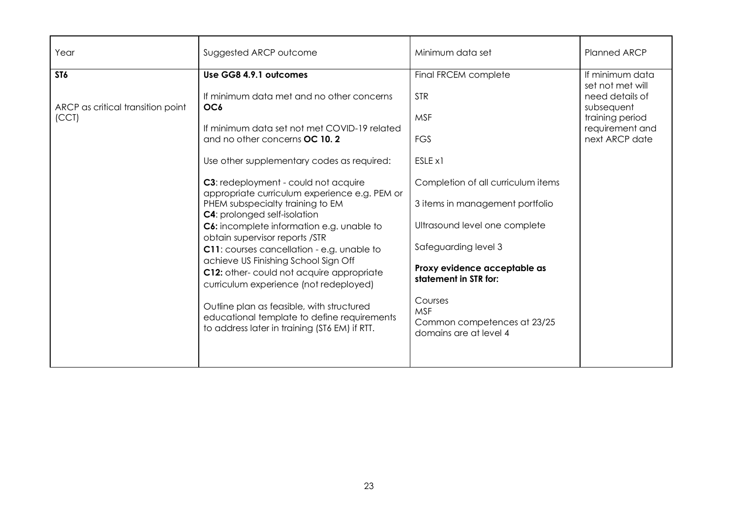| Year | Suggested ARCP outcome | Minimum data set | Planned ARCP |
| --- | --- | --- | --- |
| **ST6**<br><br>ARCP as critical transition point (CCT) | **Use GG8 4.9.1 outcomes**<br><br>If minimum data met and no other concerns **OC6**<br><br>If minimum data set not met COVID-19 related and no other concerns **OC 10. 2**<br><br>Use other supplementary codes as required:<br><br>**C3**: redeployment - could not acquire appropriate curriculum experience e.g. PEM or PHEM subspecialty training to EM<br>**C4**: prolonged self-isolation<br>**C6:** incomplete information e.g. unable to obtain supervisor reports /STR<br>**C11**: courses cancellation - e.g. unable to achieve US Finishing School Sign Off<br>**C12:** other- could not acquire appropriate curriculum experience (not redeployed)<br><br>Outline plan as feasible, with structured educational template to define requirements to address later in training (ST6 EM) if RTT. | Final FRCEM complete<br><br>STR<br><br>MSF<br><br>FGS<br><br>ESLE x1<br><br>Completion of all curriculum items<br><br>3 items in management portfolio<br><br>Ultrasound level one complete<br><br>Safeguarding level 3<br><br>**Proxy evidence acceptable as statement in STR for:**<br><br>Courses<br>MSF<br>Common competences at 23/25 domains are at level 4 | If minimum data set not met will need details of subsequent training period requirement and next ARCP date |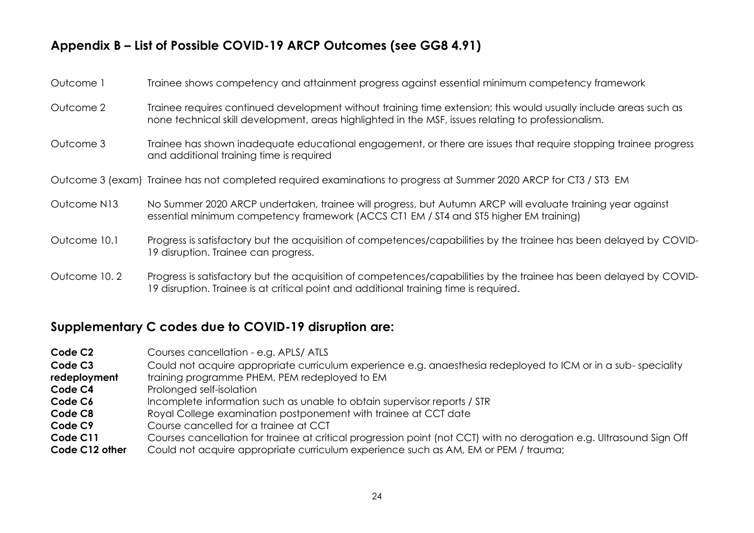## Appendix B – List of Possible COVID-19 ARCP Outcomes (see GG8 4.91)

| | |
|---|---|
| Outcome 1 | Trainee shows competency and attainment progress against essential minimum competency framework |
| Outcome 2 | Trainee requires continued development without training time extension; this would usually include areas such as none technical skill development, areas highlighted in the MSF, issues relating to professionalism. |
| Outcome 3 | Trainee has shown inadequate educational engagement, or there are issues that require stopping trainee progress and additional training time is required |
| Outcome 3 (exam) | Trainee has not completed required examinations to progress at Summer 2020 ARCP for CT3 / ST3 EM |
| Outcome N13 | No Summer 2020 ARCP undertaken, trainee will progress, but Autumn ARCP will evaluate training year against essential minimum competency framework (ACCS CT1 EM / ST4 and ST5 higher EM training) |
| Outcome 10.1 | Progress is satisfactory but the acquisition of competences/capabilities by the trainee has been delayed by COVID-19 disruption. Trainee can progress. |
| Outcome 10. 2 | Progress is satisfactory but the acquisition of competences/capabilities by the trainee has been delayed by COVID-19 disruption. Trainee is at critical point and additional training time is required. |

## Supplementary C codes due to COVID-19 disruption are:

| | |
|---|---|
| **Code C2** | Courses cancellation - e.g. APLS/ ATLS |
| **Code C3 redeployment** | Could not acquire appropriate curriculum experience e.g. anaesthesia redeployed to ICM or in a sub- speciality training programme PHEM, PEM redeployed to EM |
| **Code C4** | Prolonged self-isolation |
| **Code C6** | Incomplete information such as unable to obtain supervisor reports / STR |
| **Code C8** | Royal College examination postponement with trainee at CCT date |
| **Code C9** | Course cancelled for a trainee at CCT |
| **Code C11** | Courses cancellation for trainee at critical progression point (not CCT) with no derogation e.g. Ultrasound Sign Off |
| **Code C12 other** | Could not acquire appropriate curriculum experience such as AM, EM or PEM / trauma; |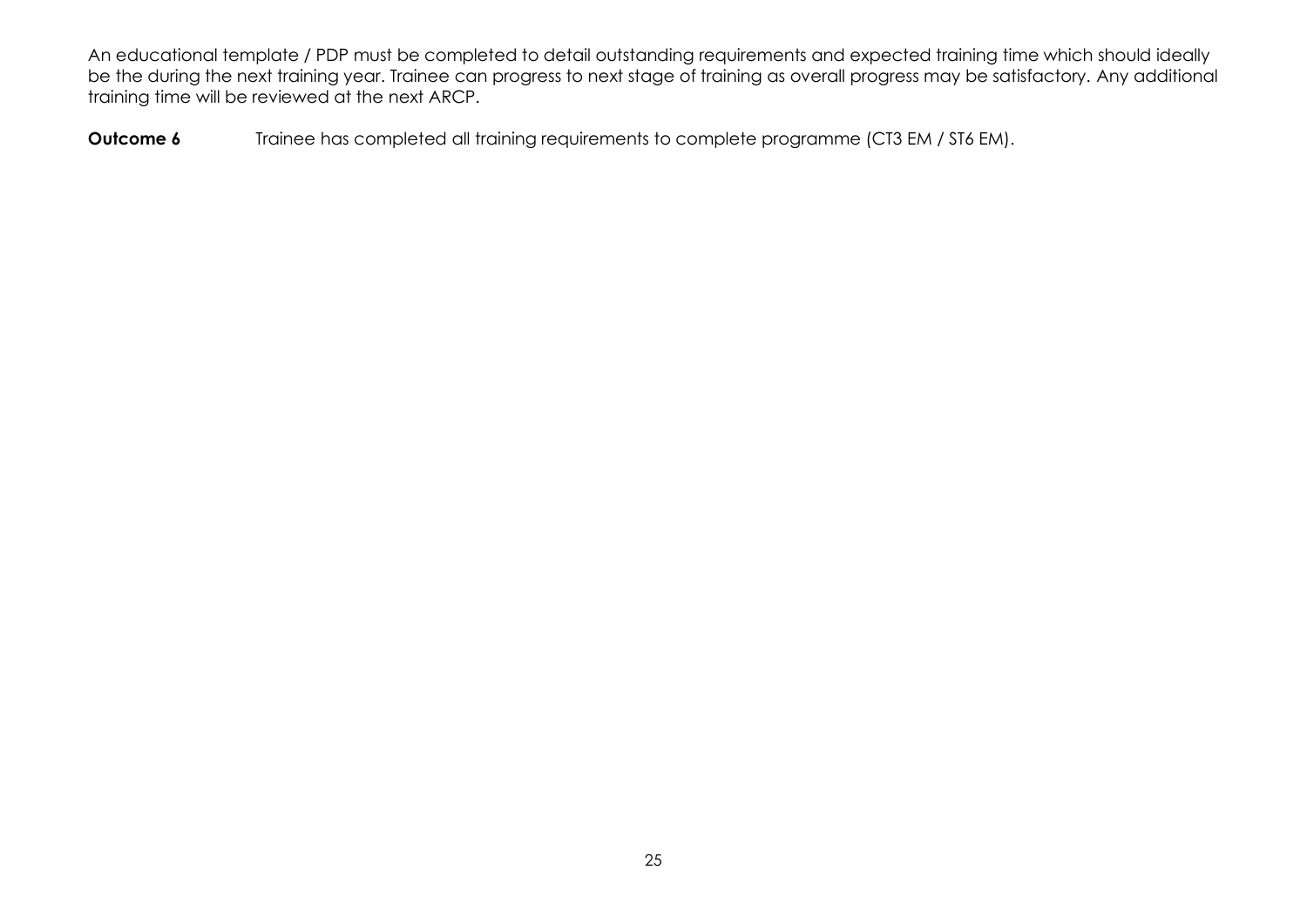An educational template / PDP must be completed to detail outstanding requirements and expected training time which should ideally be the during the next training year. Trainee can progress to next stage of training as overall progress may be satisfactory. Any additional training time will be reviewed at the next ARCP.

**Outcome 6** Trainee has completed all training requirements to complete programme (CT3 EM / ST6 EM).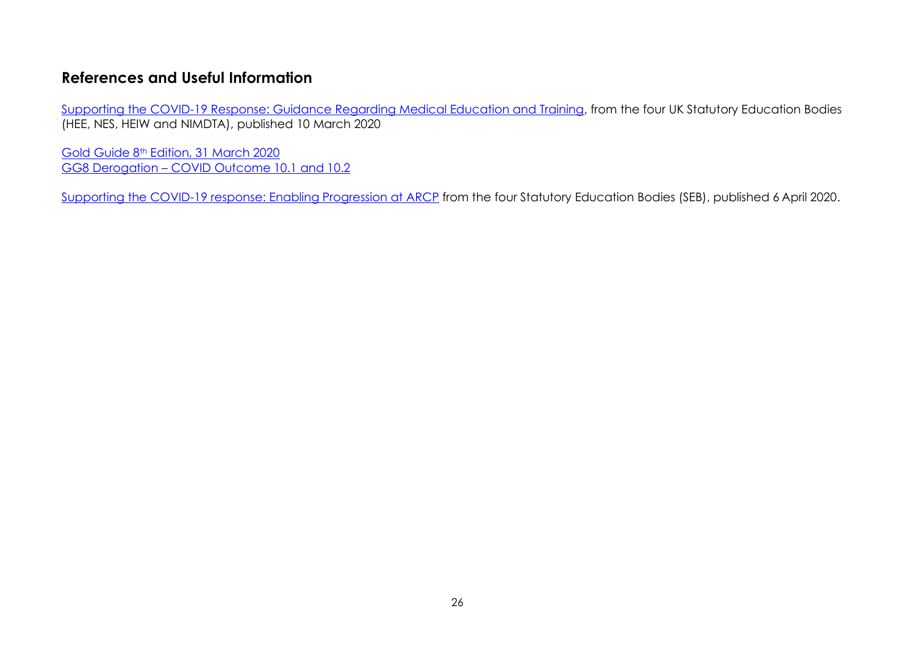## References and Useful Information

Supporting the COVID-19 Response: Guidance Regarding Medical Education and Training, from the four UK Statutory Education Bodies (HEE, NES, HEIW and NIMDTA), published 10 March 2020

Gold Guide 8th Edition, 31 March 2020
GG8 Derogation – COVID Outcome 10.1 and 10.2

Supporting the COVID-19 response: Enabling Progression at ARCP from the four Statutory Education Bodies (SEB), published 6 April 2020.